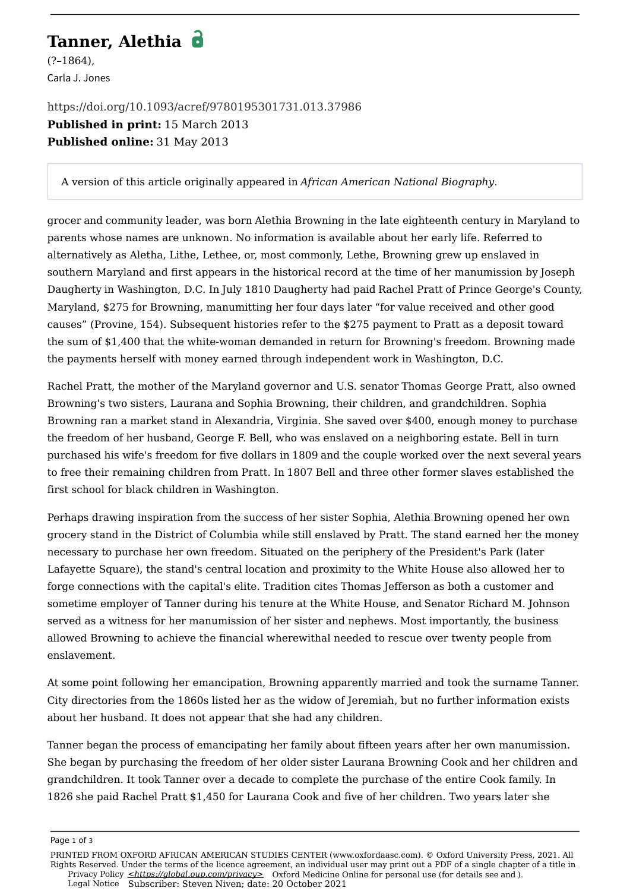# Tanner, Alethia

(?–1864),

Carla J. Jones

https://doi.org/10.1093/acref/9780195301731.013.37986

**Published in print:** 15 March 2013

**Published online:** 31 May 2013

A version of this article originally appeared in *African American National Biography*.

grocer and community leader, was born Alethia Browning in the late eighteenth century in Maryland to parents whose names are unknown. No information is available about her early life. Referred to alternatively as Aletha, Lithe, Lethee, or, most commonly, Lethe, Browning grew up enslaved in southern Maryland and first appears in the historical record at the time of her manumission by Joseph Daugherty in Washington, D.C. In July 1810 Daugherty had paid Rachel Pratt of Prince George's County, Maryland, $275 for Browning, manumitting her four days later "for value received and other good causes" (Provine, 154). Subsequent histories refer to the $275 payment to Pratt as a deposit toward the sum of $1,400 that the white-woman demanded in return for Browning's freedom. Browning made the payments herself with money earned through independent work in Washington, D.C.

Rachel Pratt, the mother of the Maryland governor and U.S. senator Thomas George Pratt, also owned Browning's two sisters, Laurana and Sophia Browning, their children, and grandchildren. Sophia Browning ran a market stand in Alexandria, Virginia. She saved over $400, enough money to purchase the freedom of her husband, George F. Bell, who was enslaved on a neighboring estate. Bell in turn purchased his wife's freedom for five dollars in 1809 and the couple worked over the next several years to free their remaining children from Pratt. In 1807 Bell and three other former slaves established the first school for black children in Washington.

Perhaps drawing inspiration from the success of her sister Sophia, Alethia Browning opened her own grocery stand in the District of Columbia while still enslaved by Pratt. The stand earned her the money necessary to purchase her own freedom. Situated on the periphery of the President's Park (later Lafayette Square), the stand's central location and proximity to the White House also allowed her to forge connections with the capital's elite. Tradition cites Thomas Jefferson as both a customer and sometime employer of Tanner during his tenure at the White House, and Senator Richard M. Johnson served as a witness for her manumission of her sister and nephews. Most importantly, the business allowed Browning to achieve the financial wherewithal needed to rescue over twenty people from enslavement.

At some point following her emancipation, Browning apparently married and took the surname Tanner. City directories from the 1860s listed her as the widow of Jeremiah, but no further information exists about her husband. It does not appear that she had any children.

Tanner began the process of emancipating her family about fifteen years after her own manumission. She began by purchasing the freedom of her older sister Laurana Browning Cook and her children and grandchildren. It took Tanner over a decade to complete the purchase of the entire Cook family. In 1826 she paid Rachel Pratt $1,450 for Laurana Cook and five of her children. Two years later she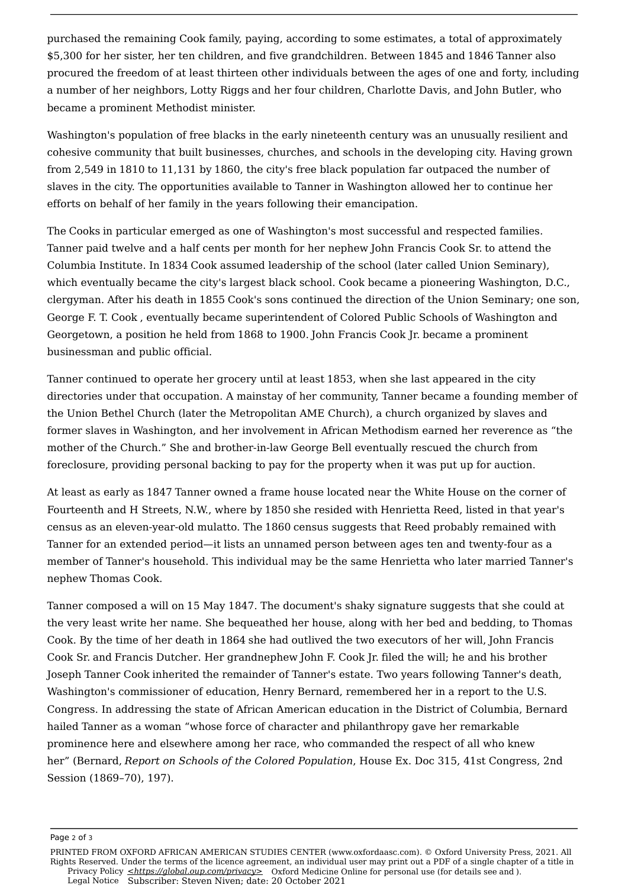purchased the remaining Cook family, paying, according to some estimates, a total of approximately $5,300 for her sister, her ten children, and five grandchildren. Between 1845 and 1846 Tanner also procured the freedom of at least thirteen other individuals between the ages of one and forty, including a number of her neighbors, Lotty Riggs and her four children, Charlotte Davis, and John Butler, who became a prominent Methodist minister.

Washington's population of free blacks in the early nineteenth century was an unusually resilient and cohesive community that built businesses, churches, and schools in the developing city. Having grown from 2,549 in 1810 to 11,131 by 1860, the city's free black population far outpaced the number of slaves in the city. The opportunities available to Tanner in Washington allowed her to continue her efforts on behalf of her family in the years following their emancipation.

The Cooks in particular emerged as one of Washington's most successful and respected families. Tanner paid twelve and a half cents per month for her nephew John Francis Cook Sr. to attend the Columbia Institute. In 1834 Cook assumed leadership of the school (later called Union Seminary), which eventually became the city's largest black school. Cook became a pioneering Washington, D.C., clergyman. After his death in 1855 Cook's sons continued the direction of the Union Seminary; one son, George F. T. Cook , eventually became superintendent of Colored Public Schools of Washington and Georgetown, a position he held from 1868 to 1900. John Francis Cook Jr. became a prominent businessman and public official.

Tanner continued to operate her grocery until at least 1853, when she last appeared in the city directories under that occupation. A mainstay of her community, Tanner became a founding member of the Union Bethel Church (later the Metropolitan AME Church), a church organized by slaves and former slaves in Washington, and her involvement in African Methodism earned her reverence as "the mother of the Church." She and brother-in-law George Bell eventually rescued the church from foreclosure, providing personal backing to pay for the property when it was put up for auction.

At least as early as 1847 Tanner owned a frame house located near the White House on the corner of Fourteenth and H Streets, N.W., where by 1850 she resided with Henrietta Reed, listed in that year's census as an eleven-year-old mulatto. The 1860 census suggests that Reed probably remained with Tanner for an extended period—it lists an unnamed person between ages ten and twenty-four as a member of Tanner's household. This individual may be the same Henrietta who later married Tanner's nephew Thomas Cook.

Tanner composed a will on 15 May 1847. The document's shaky signature suggests that she could at the very least write her name. She bequeathed her house, along with her bed and bedding, to Thomas Cook. By the time of her death in 1864 she had outlived the two executors of her will, John Francis Cook Sr. and Francis Dutcher. Her grandnephew John F. Cook Jr. filed the will; he and his brother Joseph Tanner Cook inherited the remainder of Tanner's estate. Two years following Tanner's death, Washington's commissioner of education, Henry Bernard, remembered her in a report to the U.S. Congress. In addressing the state of African American education in the District of Columbia, Bernard hailed Tanner as a woman "whose force of character and philanthropy gave her remarkable prominence here and elsewhere among her race, who commanded the respect of all who knew her" (Bernard, *Report on Schools of the Colored Population*, House Ex. Doc 315, 41st Congress, 2nd Session (1869–70), 197).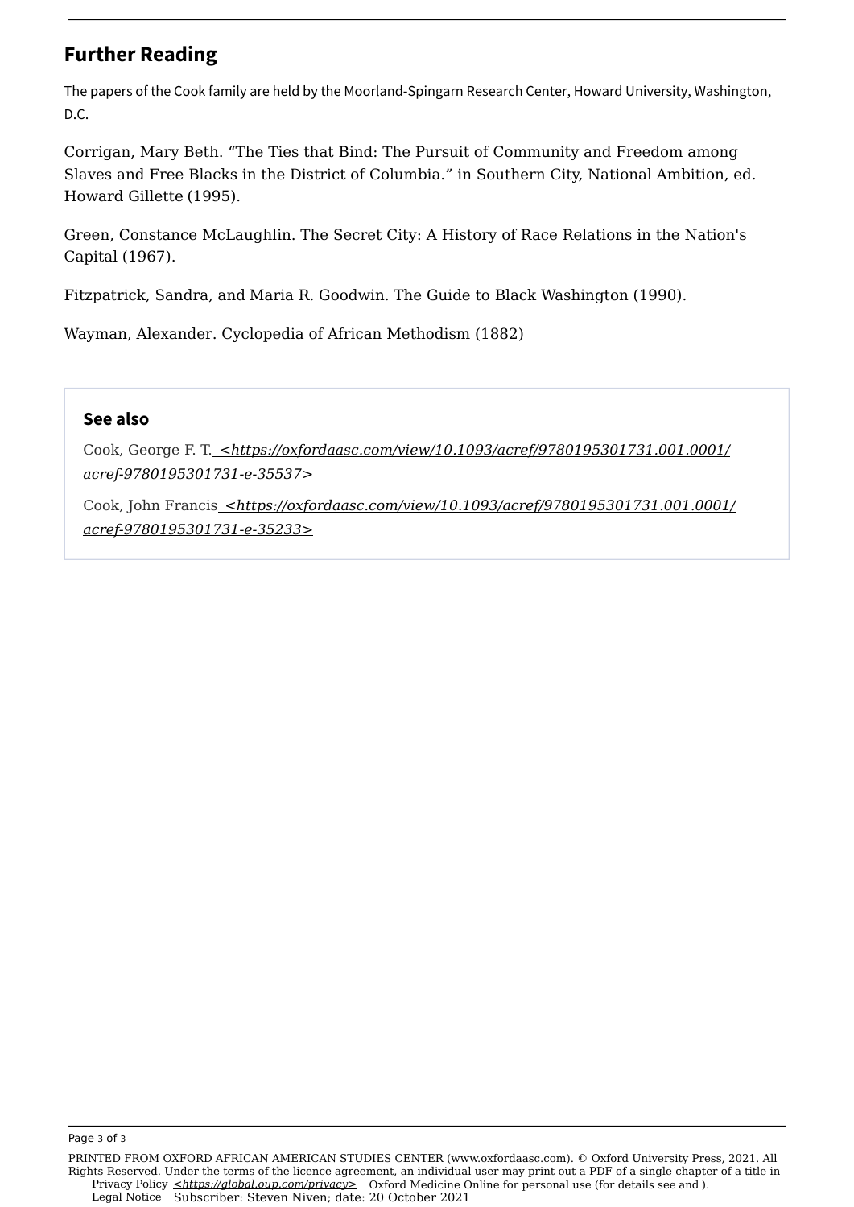## Further Reading

The papers of the Cook family are held by the Moorland-Spingarn Research Center, Howard University, Washington, D.C.

Corrigan, Mary Beth. "The Ties that Bind: The Pursuit of Community and Freedom among Slaves and Free Blacks in the District of Columbia." in Southern City, National Ambition, ed. Howard Gillette (1995).

Green, Constance McLaughlin. The Secret City: A History of Race Relations in the Nation's Capital (1967).

Fitzpatrick, Sandra, and Maria R. Goodwin. The Guide to Black Washington (1990).

Wayman, Alexander. Cyclopedia of African Methodism (1882)

### See also

Cook, George F. T. *<https://oxfordaasc.com/view/10.1093/acref/9780195301731.001.0001/acref-9780195301731-e-35537>*

Cook, John Francis *<https://oxfordaasc.com/view/10.1093/acref/9780195301731.001.0001/acref-9780195301731-e-35233>*